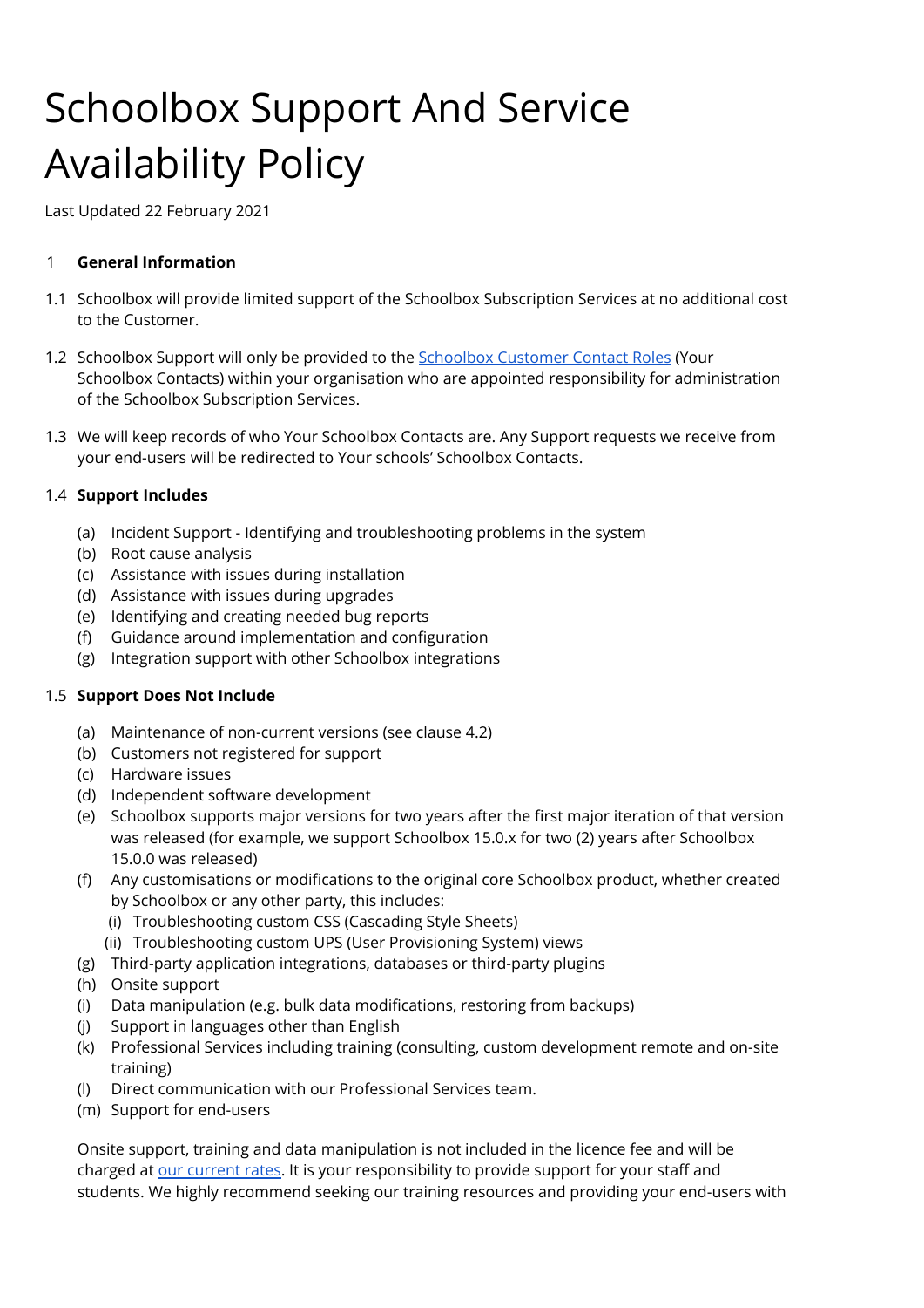# Schoolbox Support And Service Availability Policy

Last Updated 22 February 2021

## 1 General Information

1.1 Schoolbox will provide limited support of the Schoolbox Subscription Services at no additional cost to the Customer.

1.2 Schoolbox Support will only be provided to the [Schoolbox Customer Contact Roles]() (Your Schoolbox Contacts) within your organisation who are appointed responsibility for administration of the Schoolbox Subscription Services.

1.3 We will keep records of who Your Schoolbox Contacts are. Any Support requests we receive from your end-users will be redirected to Your schools' Schoolbox Contacts.

### 1.4 Support Includes

(a) Incident Support - Identifying and troubleshooting problems in the system
(b) Root cause analysis
(c) Assistance with issues during installation
(d) Assistance with issues during upgrades
(e) Identifying and creating needed bug reports
(f) Guidance around implementation and configuration
(g) Integration support with other Schoolbox integrations

### 1.5 Support Does Not Include

(a) Maintenance of non-current versions (see clause 4.2)
(b) Customers not registered for support
(c) Hardware issues
(d) Independent software development
(e) Schoolbox supports major versions for two years after the first major iteration of that version was released (for example, we support Schoolbox 15.0.x for two (2) years after Schoolbox 15.0.0 was released)
(f) Any customisations or modifications to the original core Schoolbox product, whether created by Schoolbox or any other party, this includes:
  (i) Troubleshooting custom CSS (Cascading Style Sheets)
  (ii) Troubleshooting custom UPS (User Provisioning System) views
(g) Third-party application integrations, databases or third-party plugins
(h) Onsite support
(i) Data manipulation (e.g. bulk data modifications, restoring from backups)
(j) Support in languages other than English
(k) Professional Services including training (consulting, custom development remote and on-site training)
(l) Direct communication with our Professional Services team.
(m) Support for end-users

Onsite support, training and data manipulation is not included in the licence fee and will be charged at [our current rates](). It is your responsibility to provide support for your staff and students. We highly recommend seeking our training resources and providing your end-users with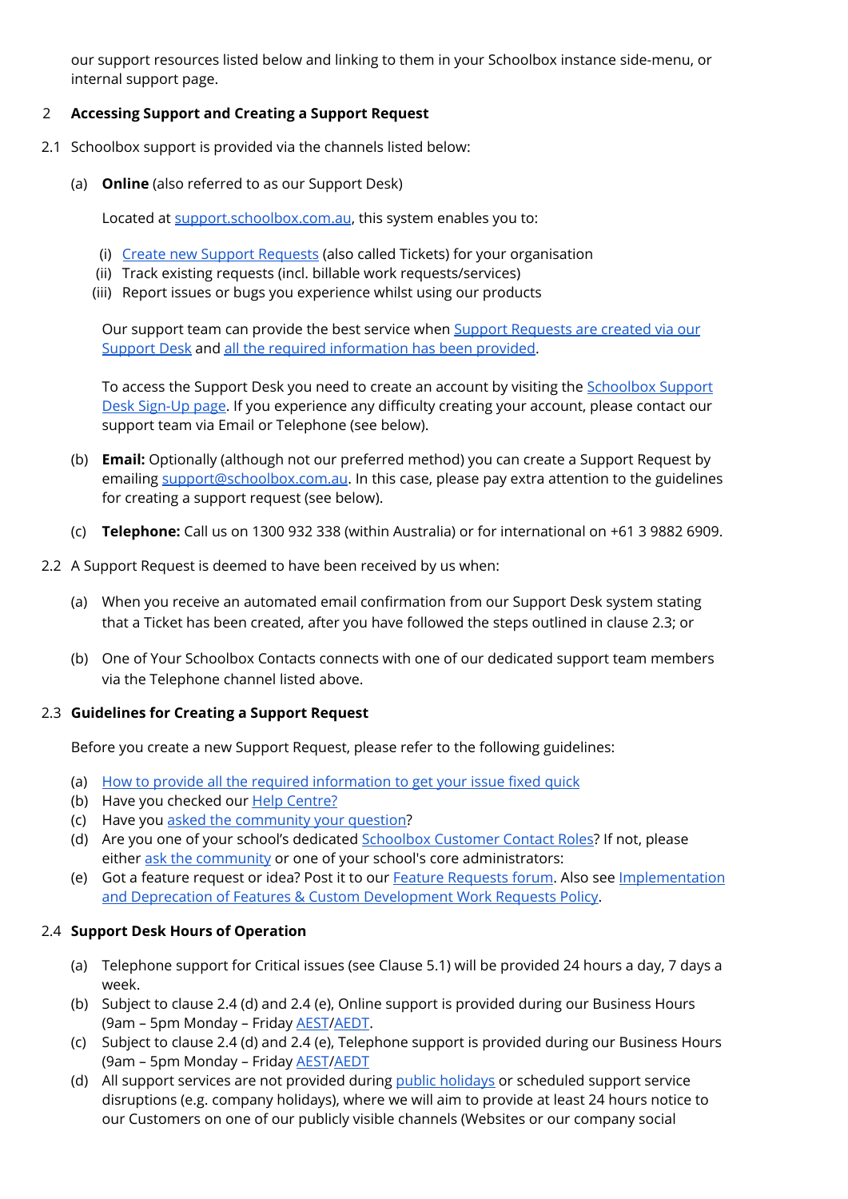our support resources listed below and linking to them in your Schoolbox instance side-menu, or internal support page.

## 2 Accessing Support and Creating a Support Request

2.1 Schoolbox support is provided via the channels listed below:

(a) **Online** (also referred to as our Support Desk)

Located at support.schoolbox.com.au, this system enables you to:

(i) Create new Support Requests (also called Tickets) for your organisation
(ii) Track existing requests (incl. billable work requests/services)
(iii) Report issues or bugs you experience whilst using our products

Our support team can provide the best service when Support Requests are created via our Support Desk and all the required information has been provided.

To access the Support Desk you need to create an account by visiting the Schoolbox Support Desk Sign-Up page. If you experience any difficulty creating your account, please contact our support team via Email or Telephone (see below).

(b) **Email:** Optionally (although not our preferred method) you can create a Support Request by emailing support@schoolbox.com.au. In this case, please pay extra attention to the guidelines for creating a support request (see below).

(c) **Telephone:** Call us on 1300 932 338 (within Australia) or for international on +61 3 9882 6909.

2.2 A Support Request is deemed to have been received by us when:

(a) When you receive an automated email confirmation from our Support Desk system stating that a Ticket has been created, after you have followed the steps outlined in clause 2.3; or

(b) One of Your Schoolbox Contacts connects with one of our dedicated support team members via the Telephone channel listed above.

### 2.3 Guidelines for Creating a Support Request

Before you create a new Support Request, please refer to the following guidelines:

(a) How to provide all the required information to get your issue fixed quick
(b) Have you checked our Help Centre?
(c) Have you asked the community your question?
(d) Are you one of your school's dedicated Schoolbox Customer Contact Roles? If not, please either ask the community or one of your school's core administrators:
(e) Got a feature request or idea? Post it to our Feature Requests forum. Also see Implementation and Deprecation of Features & Custom Development Work Requests Policy.

### 2.4 Support Desk Hours of Operation

(a) Telephone support for Critical issues (see Clause 5.1) will be provided 24 hours a day, 7 days a week.
(b) Subject to clause 2.4 (d) and 2.4 (e), Online support is provided during our Business Hours (9am – 5pm Monday – Friday AEST/AEDT.
(c) Subject to clause 2.4 (d) and 2.4 (e), Telephone support is provided during our Business Hours (9am – 5pm Monday – Friday AEST/AEDT
(d) All support services are not provided during public holidays or scheduled support service disruptions (e.g. company holidays), where we will aim to provide at least 24 hours notice to our Customers on one of our publicly visible channels (Websites or our company social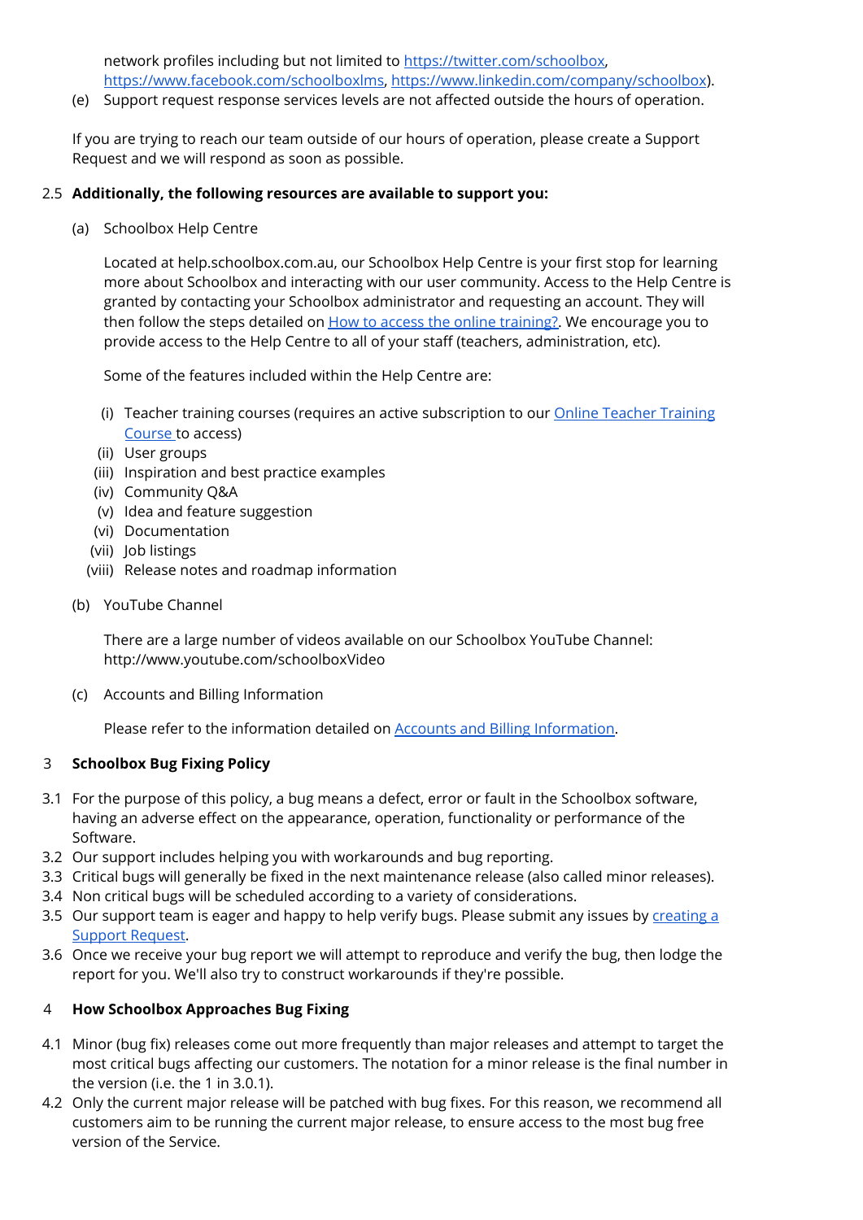network profiles including but not limited to https://twitter.com/schoolbox, https://www.facebook.com/schoolboxlms, https://www.linkedin.com/company/schoolbox).

(e) Support request response services levels are not affected outside the hours of operation.

If you are trying to reach our team outside of our hours of operation, please create a Support Request and we will respond as soon as possible.

2.5 **Additionally, the following resources are available to support you:**

(a) Schoolbox Help Centre

Located at help.schoolbox.com.au, our Schoolbox Help Centre is your first stop for learning more about Schoolbox and interacting with our user community. Access to the Help Centre is granted by contacting your Schoolbox administrator and requesting an account. They will then follow the steps detailed on How to access the online training?. We encourage you to provide access to the Help Centre to all of your staff (teachers, administration, etc).

Some of the features included within the Help Centre are:

(i) Teacher training courses (requires an active subscription to our Online Teacher Training Course to access)
(ii) User groups
(iii) Inspiration and best practice examples
(iv) Community Q&A
(v) Idea and feature suggestion
(vi) Documentation
(vii) Job listings
(viii) Release notes and roadmap information

(b) YouTube Channel

There are a large number of videos available on our Schoolbox YouTube Channel: http://www.youtube.com/schoolboxVideo

(c) Accounts and Billing Information

Please refer to the information detailed on Accounts and Billing Information.

## 3 Schoolbox Bug Fixing Policy

3.1 For the purpose of this policy, a bug means a defect, error or fault in the Schoolbox software, having an adverse effect on the appearance, operation, functionality or performance of the Software.

3.2 Our support includes helping you with workarounds and bug reporting.

3.3 Critical bugs will generally be fixed in the next maintenance release (also called minor releases).

3.4 Non critical bugs will be scheduled according to a variety of considerations.

3.5 Our support team is eager and happy to help verify bugs. Please submit any issues by creating a Support Request.

3.6 Once we receive your bug report we will attempt to reproduce and verify the bug, then lodge the report for you. We'll also try to construct workarounds if they're possible.

## 4 How Schoolbox Approaches Bug Fixing

4.1 Minor (bug fix) releases come out more frequently than major releases and attempt to target the most critical bugs affecting our customers. The notation for a minor release is the final number in the version (i.e. the 1 in 3.0.1).

4.2 Only the current major release will be patched with bug fixes. For this reason, we recommend all customers aim to be running the current major release, to ensure access to the most bug free version of the Service.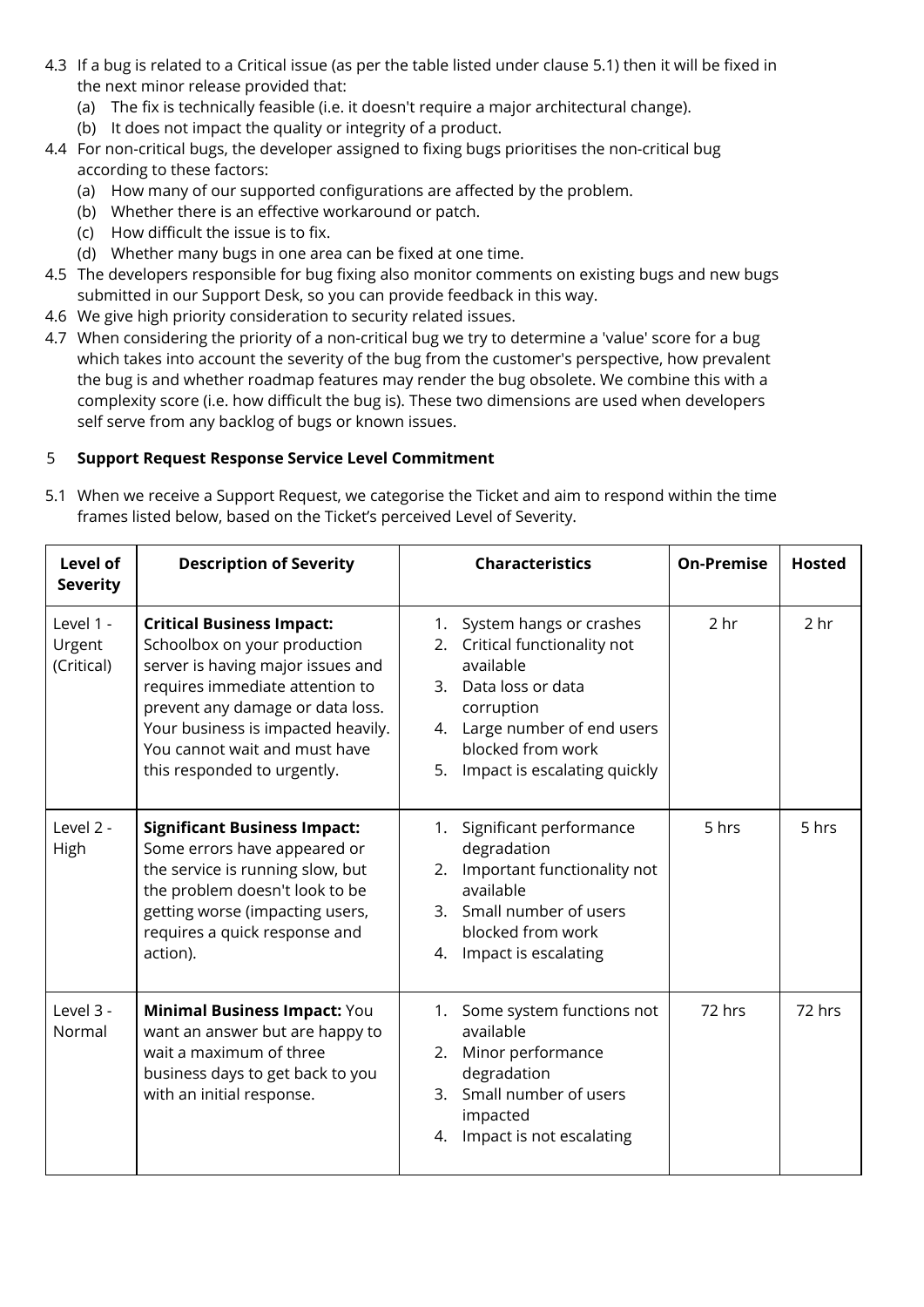4.3 If a bug is related to a Critical issue (as per the table listed under clause 5.1) then it will be fixed in the next minor release provided that:

   (a) The fix is technically feasible (i.e. it doesn't require a major architectural change).

   (b) It does not impact the quality or integrity of a product.

4.4 For non-critical bugs, the developer assigned to fixing bugs prioritises the non-critical bug according to these factors:

   (a) How many of our supported configurations are affected by the problem.

   (b) Whether there is an effective workaround or patch.

   (c) How difficult the issue is to fix.

   (d) Whether many bugs in one area can be fixed at one time.

4.5 The developers responsible for bug fixing also monitor comments on existing bugs and new bugs submitted in our Support Desk, so you can provide feedback in this way.

4.6 We give high priority consideration to security related issues.

4.7 When considering the priority of a non-critical bug we try to determine a 'value' score for a bug which takes into account the severity of the bug from the customer's perspective, how prevalent the bug is and whether roadmap features may render the bug obsolete. We combine this with a complexity score (i.e. how difficult the bug is). These two dimensions are used when developers self serve from any backlog of bugs or known issues.

## 5 Support Request Response Service Level Commitment

5.1 When we receive a Support Request, we categorise the Ticket and aim to respond within the time frames listed below, based on the Ticket's perceived Level of Severity.

| Level of Severity | Description of Severity | Characteristics | On-Premise | Hosted |
|---|---|---|---|---|
| Level 1 - Urgent (Critical) | **Critical Business Impact:** Schoolbox on your production server is having major issues and requires immediate attention to prevent any damage or data loss. Your business is impacted heavily. You cannot wait and must have this responded to urgently. | 1. System hangs or crashes<br>2. Critical functionality not available<br>3. Data loss or data corruption<br>4. Large number of end users blocked from work<br>5. Impact is escalating quickly | 2 hr | 2 hr |
| Level 2 - High | **Significant Business Impact:** Some errors have appeared or the service is running slow, but the problem doesn't look to be getting worse (impacting users, requires a quick response and action). | 1. Significant performance degradation<br>2. Important functionality not available<br>3. Small number of users blocked from work<br>4. Impact is escalating | 5 hrs | 5 hrs |
| Level 3 - Normal | **Minimal Business Impact:** You want an answer but are happy to wait a maximum of three business days to get back to you with an initial response. | 1. Some system functions not available<br>2. Minor performance degradation<br>3. Small number of users impacted<br>4. Impact is not escalating | 72 hrs | 72 hrs |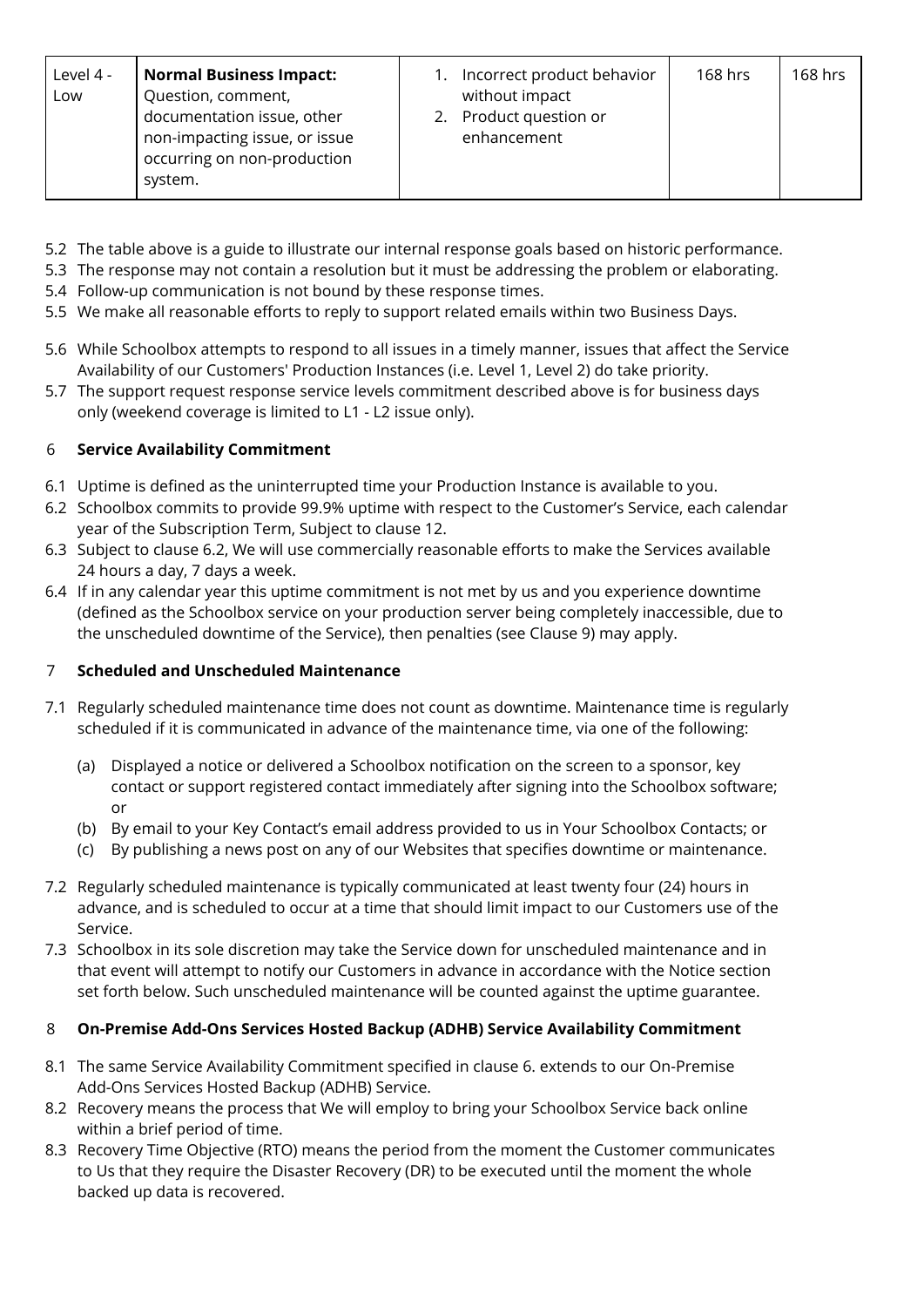| Level 4 - Low | **Normal Business Impact:** Question, comment, documentation issue, other non-impacting issue, or issue occurring on non-production system. | 1. Incorrect product behavior without impact<br>2. Product question or enhancement | 168 hrs | 168 hrs |
|---|---|---|---|---|

5.2 The table above is a guide to illustrate our internal response goals based on historic performance.

5.3 The response may not contain a resolution but it must be addressing the problem or elaborating.

5.4 Follow-up communication is not bound by these response times.

5.5 We make all reasonable efforts to reply to support related emails within two Business Days.

5.6 While Schoolbox attempts to respond to all issues in a timely manner, issues that affect the Service Availability of our Customers' Production Instances (i.e. Level 1, Level 2) do take priority.

5.7 The support request response service levels commitment described above is for business days only (weekend coverage is limited to L1 - L2 issue only).

## 6 Service Availability Commitment

6.1 Uptime is defined as the uninterrupted time your Production Instance is available to you.

6.2 Schoolbox commits to provide 99.9% uptime with respect to the Customer's Service, each calendar year of the Subscription Term, Subject to clause 12.

6.3 Subject to clause 6.2, We will use commercially reasonable efforts to make the Services available 24 hours a day, 7 days a week.

6.4 If in any calendar year this uptime commitment is not met by us and you experience downtime (defined as the Schoolbox service on your production server being completely inaccessible, due to the unscheduled downtime of the Service), then penalties (see Clause 9) may apply.

## 7 Scheduled and Unscheduled Maintenance

7.1 Regularly scheduled maintenance time does not count as downtime. Maintenance time is regularly scheduled if it is communicated in advance of the maintenance time, via one of the following:

(a) Displayed a notice or delivered a Schoolbox notification on the screen to a sponsor, key contact or support registered contact immediately after signing into the Schoolbox software; or

(b) By email to your Key Contact's email address provided to us in Your Schoolbox Contacts; or

(c) By publishing a news post on any of our Websites that specifies downtime or maintenance.

7.2 Regularly scheduled maintenance is typically communicated at least twenty four (24) hours in advance, and is scheduled to occur at a time that should limit impact to our Customers use of the Service.

7.3 Schoolbox in its sole discretion may take the Service down for unscheduled maintenance and in that event will attempt to notify our Customers in advance in accordance with the Notice section set forth below. Such unscheduled maintenance will be counted against the uptime guarantee.

## 8 On-Premise Add-Ons Services Hosted Backup (ADHB) Service Availability Commitment

8.1 The same Service Availability Commitment specified in clause 6. extends to our On-Premise Add-Ons Services Hosted Backup (ADHB) Service.

8.2 Recovery means the process that We will employ to bring your Schoolbox Service back online within a brief period of time.

8.3 Recovery Time Objective (RTO) means the period from the moment the Customer communicates to Us that they require the Disaster Recovery (DR) to be executed until the moment the whole backed up data is recovered.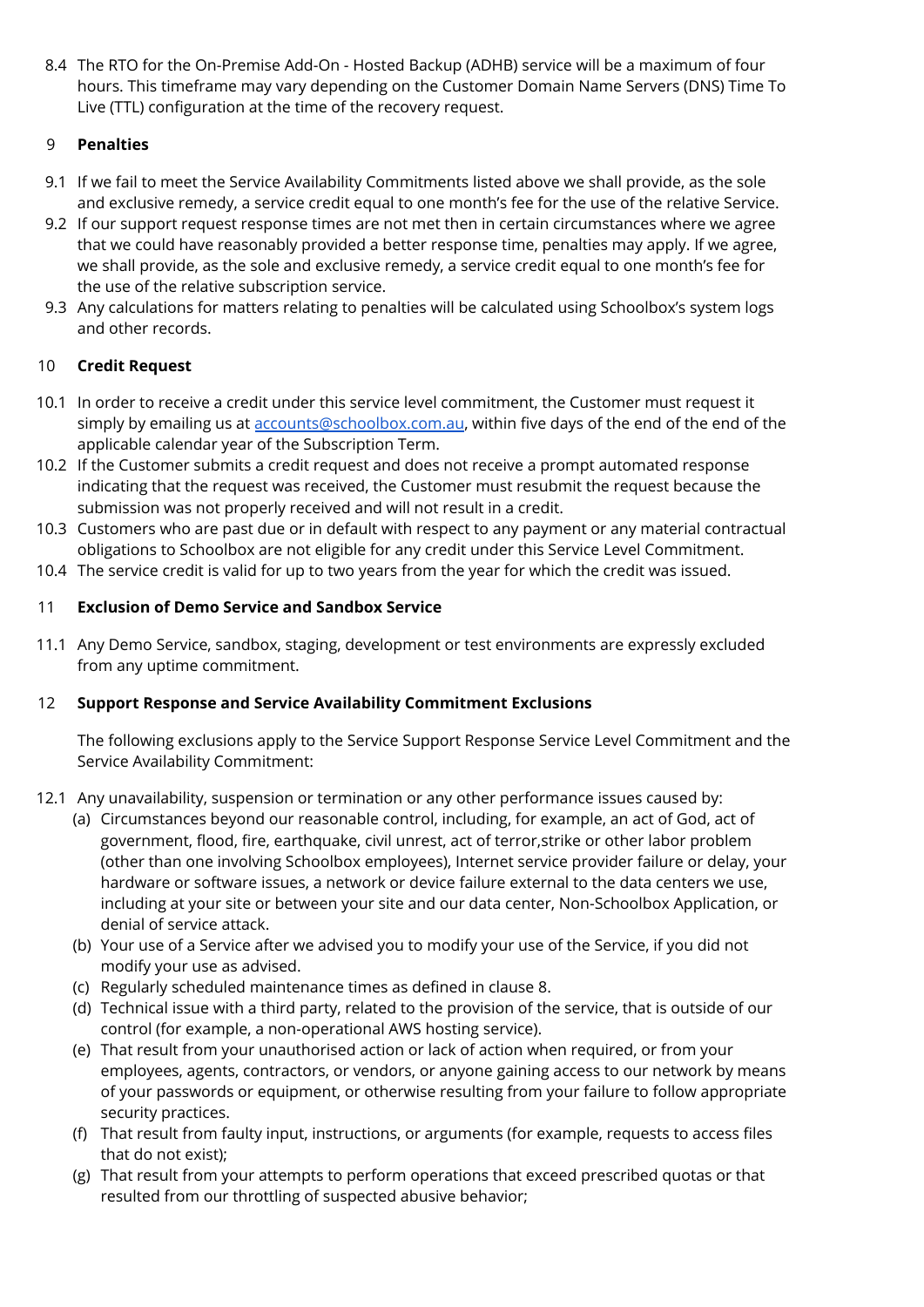8.4 The RTO for the On-Premise Add-On - Hosted Backup (ADHB) service will be a maximum of four hours. This timeframe may vary depending on the Customer Domain Name Servers (DNS) Time To Live (TTL) configuration at the time of the recovery request.

## 9 Penalties

9.1 If we fail to meet the Service Availability Commitments listed above we shall provide, as the sole and exclusive remedy, a service credit equal to one month's fee for the use of the relative Service.

9.2 If our support request response times are not met then in certain circumstances where we agree that we could have reasonably provided a better response time, penalties may apply. If we agree, we shall provide, as the sole and exclusive remedy, a service credit equal to one month's fee for the use of the relative subscription service.

9.3 Any calculations for matters relating to penalties will be calculated using Schoolbox's system logs and other records.

## 10 Credit Request

10.1 In order to receive a credit under this service level commitment, the Customer must request it simply by emailing us at accounts@schoolbox.com.au, within five days of the end of the end of the applicable calendar year of the Subscription Term.

10.2 If the Customer submits a credit request and does not receive a prompt automated response indicating that the request was received, the Customer must resubmit the request because the submission was not properly received and will not result in a credit.

10.3 Customers who are past due or in default with respect to any payment or any material contractual obligations to Schoolbox are not eligible for any credit under this Service Level Commitment.

10.4 The service credit is valid for up to two years from the year for which the credit was issued.

## 11 Exclusion of Demo Service and Sandbox Service

11.1 Any Demo Service, sandbox, staging, development or test environments are expressly excluded from any uptime commitment.

## 12 Support Response and Service Availability Commitment Exclusions

The following exclusions apply to the Service Support Response Service Level Commitment and the Service Availability Commitment:

12.1 Any unavailability, suspension or termination or any other performance issues caused by:

(a) Circumstances beyond our reasonable control, including, for example, an act of God, act of government, flood, fire, earthquake, civil unrest, act of terror,strike or other labor problem (other than one involving Schoolbox employees), Internet service provider failure or delay, your hardware or software issues, a network or device failure external to the data centers we use, including at your site or between your site and our data center, Non-Schoolbox Application, or denial of service attack.

(b) Your use of a Service after we advised you to modify your use of the Service, if you did not modify your use as advised.

(c) Regularly scheduled maintenance times as defined in clause 8.

(d) Technical issue with a third party, related to the provision of the service, that is outside of our control (for example, a non-operational AWS hosting service).

(e) That result from your unauthorised action or lack of action when required, or from your employees, agents, contractors, or vendors, or anyone gaining access to our network by means of your passwords or equipment, or otherwise resulting from your failure to follow appropriate security practices.

(f) That result from faulty input, instructions, or arguments (for example, requests to access files that do not exist);

(g) That result from your attempts to perform operations that exceed prescribed quotas or that resulted from our throttling of suspected abusive behavior;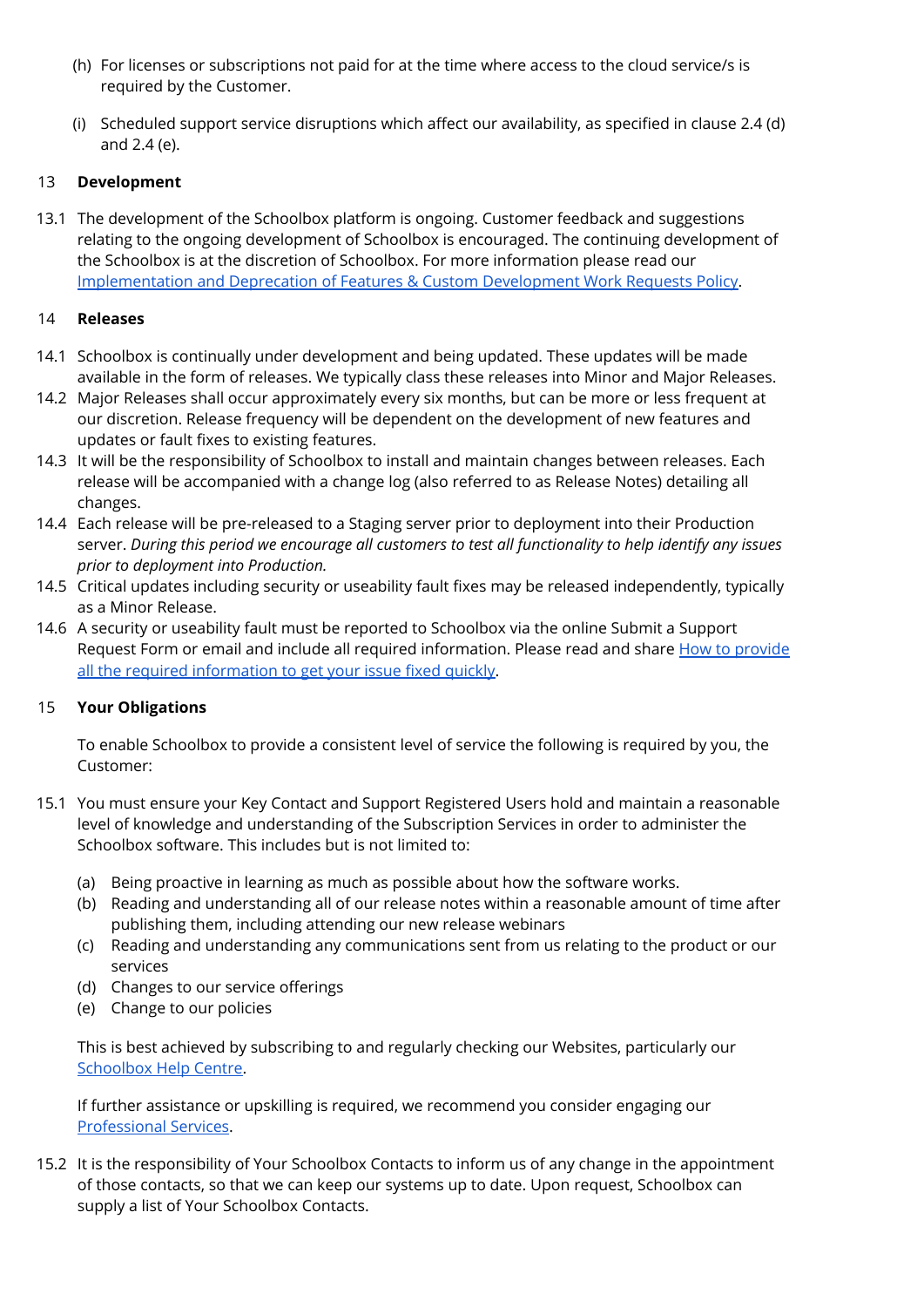(h) For licenses or subscriptions not paid for at the time where access to the cloud service/s is required by the Customer.

(i) Scheduled support service disruptions which affect our availability, as specified in clause 2.4 (d) and 2.4 (e).

## 13 Development

13.1 The development of the Schoolbox platform is ongoing. Customer feedback and suggestions relating to the ongoing development of Schoolbox is encouraged. The continuing development of the Schoolbox is at the discretion of Schoolbox. For more information please read our [Implementation and Deprecation of Features & Custom Development Work Requests Policy](#).

## 14 Releases

14.1 Schoolbox is continually under development and being updated. These updates will be made available in the form of releases. We typically class these releases into Minor and Major Releases.

14.2 Major Releases shall occur approximately every six months, but can be more or less frequent at our discretion. Release frequency will be dependent on the development of new features and updates or fault fixes to existing features.

14.3 It will be the responsibility of Schoolbox to install and maintain changes between releases. Each release will be accompanied with a change log (also referred to as Release Notes) detailing all changes.

14.4 Each release will be pre-released to a Staging server prior to deployment into their Production server. *During this period we encourage all customers to test all functionality to help identify any issues prior to deployment into Production.*

14.5 Critical updates including security or useability fault fixes may be released independently, typically as a Minor Release.

14.6 A security or useability fault must be reported to Schoolbox via the online Submit a Support Request Form or email and include all required information. Please read and share [How to provide all the required information to get your issue fixed quickly](#).

## 15 Your Obligations

To enable Schoolbox to provide a consistent level of service the following is required by you, the Customer:

15.1 You must ensure your Key Contact and Support Registered Users hold and maintain a reasonable level of knowledge and understanding of the Subscription Services in order to administer the Schoolbox software. This includes but is not limited to:

(a) Being proactive in learning as much as possible about how the software works.
(b) Reading and understanding all of our release notes within a reasonable amount of time after publishing them, including attending our new release webinars
(c) Reading and understanding any communications sent from us relating to the product or our services
(d) Changes to our service offerings
(e) Change to our policies

This is best achieved by subscribing to and regularly checking our Websites, particularly our [Schoolbox Help Centre](#).

If further assistance or upskilling is required, we recommend you consider engaging our [Professional Services](#).

15.2 It is the responsibility of Your Schoolbox Contacts to inform us of any change in the appointment of those contacts, so that we can keep our systems up to date. Upon request, Schoolbox can supply a list of Your Schoolbox Contacts.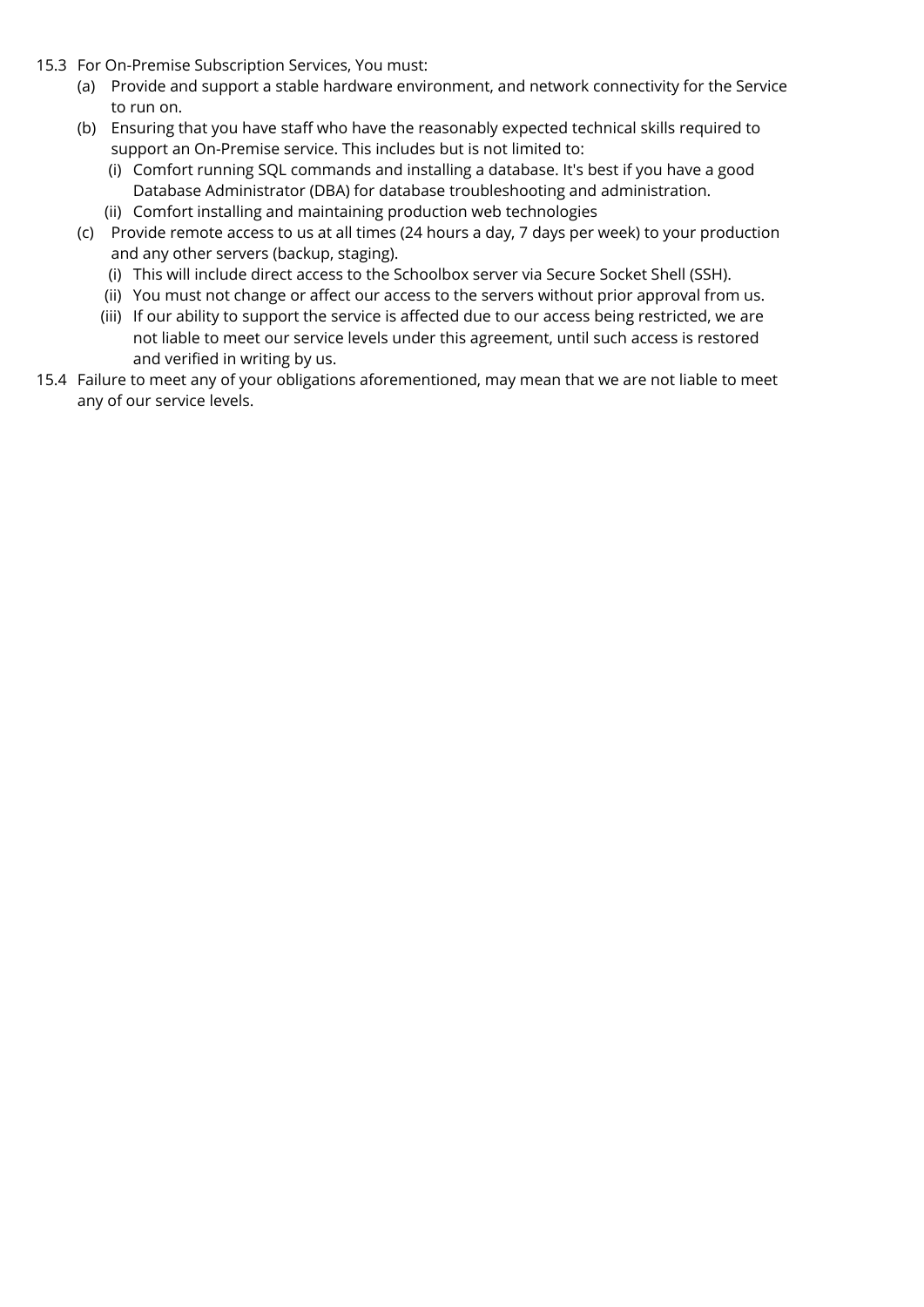15.3 For On-Premise Subscription Services, You must:

- (a) Provide and support a stable hardware environment, and network connectivity for the Service to run on.
- (b) Ensuring that you have staff who have the reasonably expected technical skills required to support an On-Premise service. This includes but is not limited to:
  - (i) Comfort running SQL commands and installing a database. It's best if you have a good Database Administrator (DBA) for database troubleshooting and administration.
  - (ii) Comfort installing and maintaining production web technologies
- (c) Provide remote access to us at all times (24 hours a day, 7 days per week) to your production and any other servers (backup, staging).
  - (i) This will include direct access to the Schoolbox server via Secure Socket Shell (SSH).
  - (ii) You must not change or affect our access to the servers without prior approval from us.
  - (iii) If our ability to support the service is affected due to our access being restricted, we are not liable to meet our service levels under this agreement, until such access is restored and verified in writing by us.

15.4 Failure to meet any of your obligations aforementioned, may mean that we are not liable to meet any of our service levels.